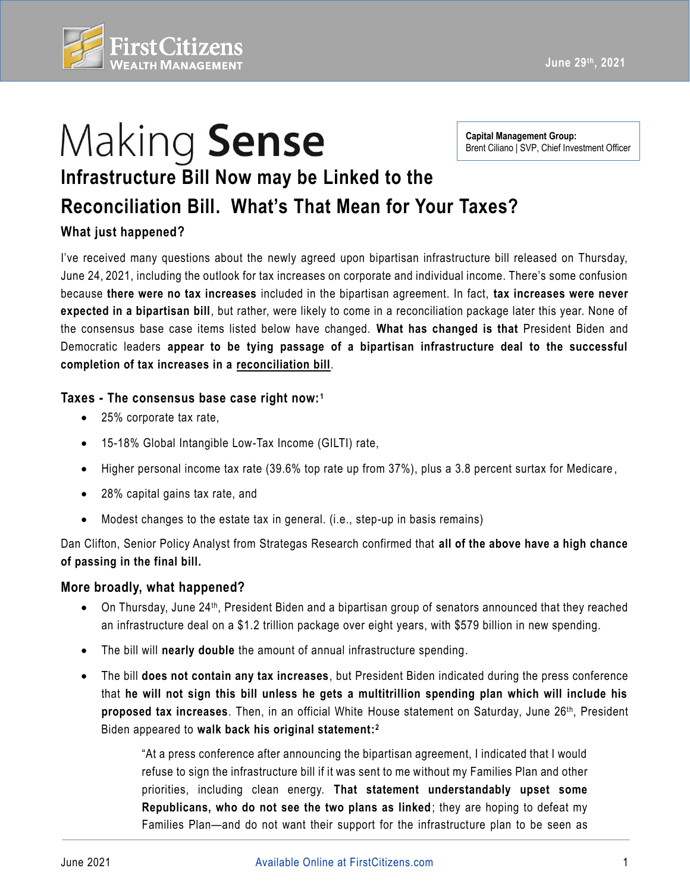June 29th, 2021

# Making **Sense**

**Capital Management Group:**
Brent Ciliano | SVP, Chief Investment Officer

## Infrastructure Bill Now may be Linked to the Reconciliation Bill. What's That Mean for Your Taxes?

### What just happened?

I've received many questions about the newly agreed upon bipartisan infrastructure bill released on Thursday, June 24, 2021, including the outlook for tax increases on corporate and individual income. There's some confusion because **there were no tax increases** included in the bipartisan agreement. In fact, **tax increases were never expected in a bipartisan bill**, but rather, were likely to come in a reconciliation package later this year. None of the consensus base case items listed below have changed. **What has changed is that** President Biden and Democratic leaders **appear to be tying passage of a bipartisan infrastructure deal to the successful completion of tax increases in a reconciliation bill**.

### Taxes - The consensus base case right now:[1]

- 25% corporate tax rate,
- 15-18% Global Intangible Low-Tax Income (GILTI) rate,
- Higher personal income tax rate (39.6% top rate up from 37%), plus a 3.8 percent surtax for Medicare,
- 28% capital gains tax rate, and
- Modest changes to the estate tax in general. (i.e., step-up in basis remains)

Dan Clifton, Senior Policy Analyst from Strategas Research confirmed that **all of the above have a high chance of passing in the final bill.**

### More broadly, what happened?

- On Thursday, June 24th, President Biden and a bipartisan group of senators announced that they reached an infrastructure deal on a $1.2 trillion package over eight years, with $579 billion in new spending.
- The bill will **nearly double** the amount of annual infrastructure spending.
- The bill **does not contain any tax increases**, but President Biden indicated during the press conference that **he will not sign this bill unless he gets a multitrillion spending plan which will include his proposed tax increases**. Then, in an official White House statement on Saturday, June 26th, President Biden appeared to **walk back his original statement:**[2]

> "At a press conference after announcing the bipartisan agreement, I indicated that I would refuse to sign the infrastructure bill if it was sent to me without my Families Plan and other priorities, including clean energy. **That statement understandably upset some Republicans, who do not see the two plans as linked**; they are hoping to defeat my Families Plan—and do not want their support for the infrastructure plan to be seen as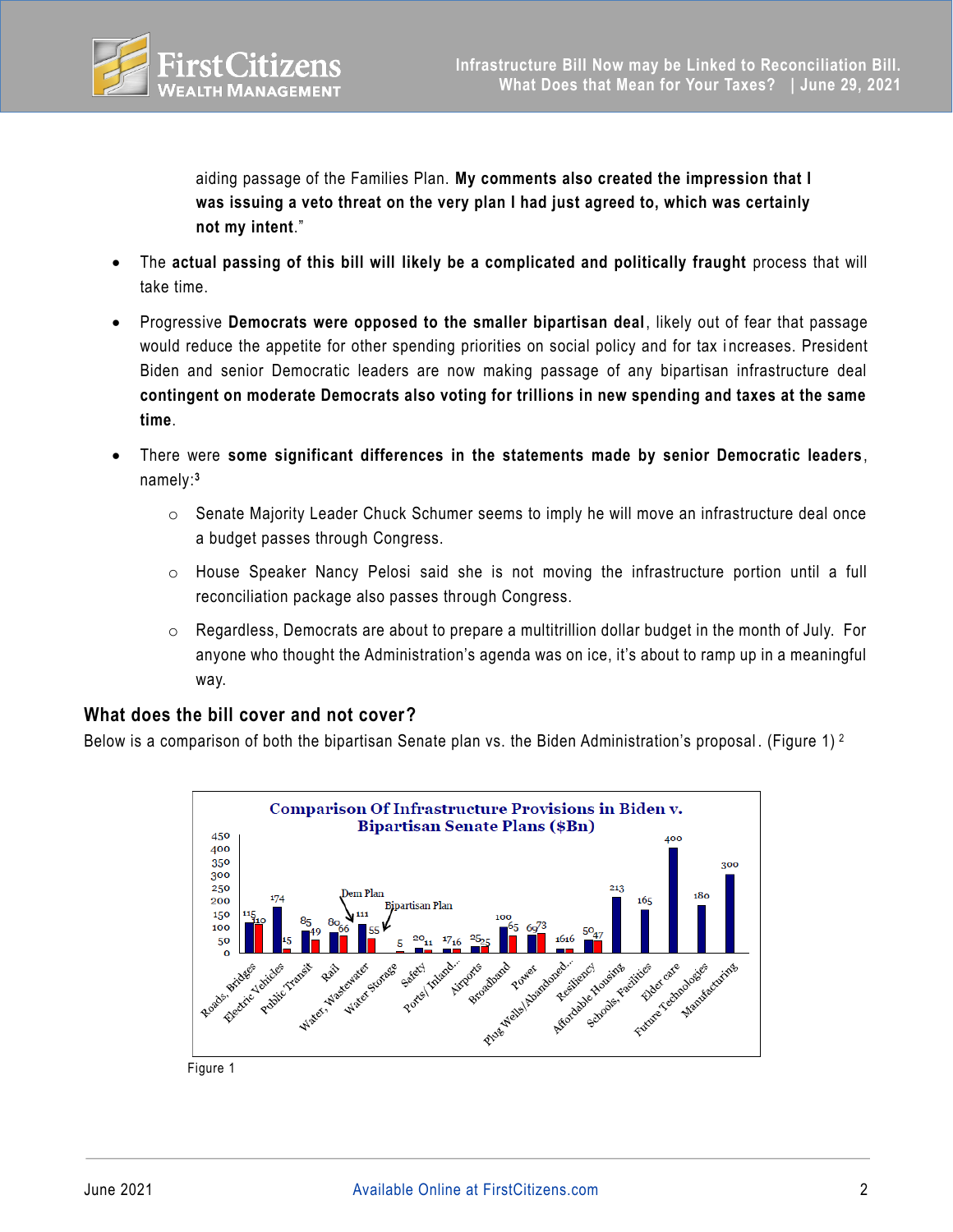aiding passage of the Families Plan. **My comments also created the impression that I was issuing a veto threat on the very plan I had just agreed to, which was certainly not my intent**."

- The **actual passing of this bill will likely be a complicated and politically fraught** process that will take time.
- Progressive **Democrats were opposed to the smaller bipartisan deal**, likely out of fear that passage would reduce the appetite for other spending priorities on social policy and for tax increases. President Biden and senior Democratic leaders are now making passage of any bipartisan infrastructure deal **contingent on moderate Democrats also voting for trillions in new spending and taxes at the same time**.
- There were **some significant differences in the statements made by senior Democratic leaders**, namely:[3]
  - Senate Majority Leader Chuck Schumer seems to imply he will move an infrastructure deal once a budget passes through Congress.
  - House Speaker Nancy Pelosi said she is not moving the infrastructure portion until a full reconciliation package also passes through Congress.
  - Regardless, Democrats are about to prepare a multitrillion dollar budget in the month of July. For anyone who thought the Administration's agenda was on ice, it's about to ramp up in a meaningful way.

### What does the bill cover and not cover?

Below is a comparison of both the bipartisan Senate plan vs. the Biden Administration's proposal. (Figure 1) [2]

**Comparison Of Infrastructure Provisions in Biden v. Bipartisan Senate Plans ($Bn)**

| Category | Dem Plan | Bipartisan Plan |
|---|---|---|
| Roads, Bridges | 115 | 110 |
| Electric Vehicles | 174 | 15 |
| Public Transit | 85 | 49 |
| Rail | 80 | 66 |
| Water, Wastewater | 111 | 55 |
| Water Storage | | 5 |
| Safety | 20 | 11 |
| Ports/ Inland... | 17 | 16 |
| Airports | 25 | 25 |
| Broadband | 100 | 65 |
| Power | 69 | 73 |
| Plug Wells/Abandoned... | 16 | 16 |
| Resiliency | 50 | 47 |
| Affordable Housing | 213 | |
| Schools, Facilities | 165 | |
| Elder care | 400 | |
| Future Technologies | 180 | |
| Manufacturing | 300 | |

Figure 1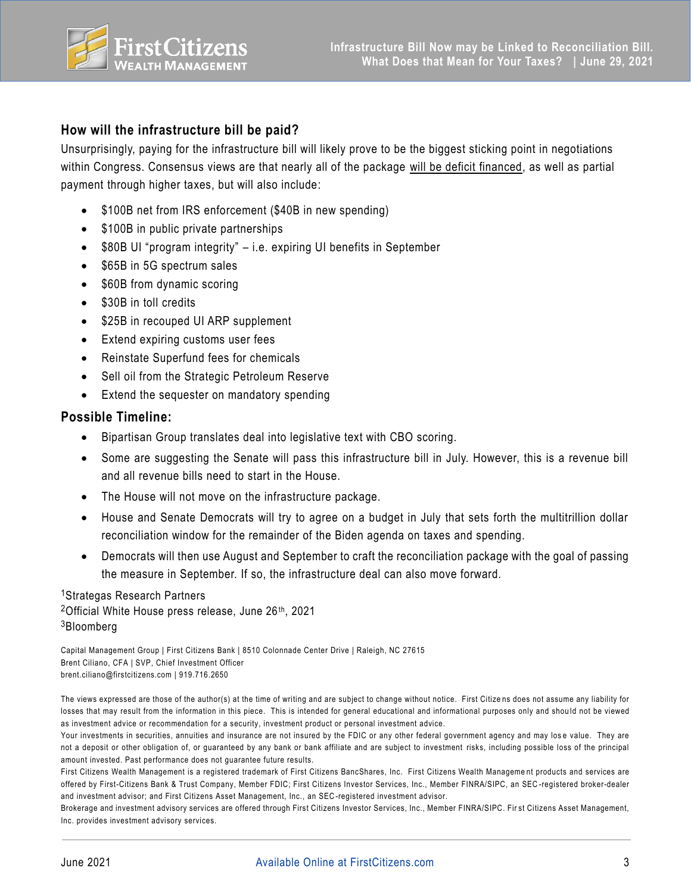## How will the infrastructure bill be paid?

Unsurprisingly, paying for the infrastructure bill will likely prove to be the biggest sticking point in negotiations within Congress. Consensus views are that nearly all of the package will be deficit financed, as well as partial payment through higher taxes, but will also include:

- $100B net from IRS enforcement ($40B in new spending)
- $100B in public private partnerships
- $80B UI "program integrity" – i.e. expiring UI benefits in September
- $65B in 5G spectrum sales
- $60B from dynamic scoring
- $30B in toll credits
- $25B in recouped UI ARP supplement
- Extend expiring customs user fees
- Reinstate Superfund fees for chemicals
- Sell oil from the Strategic Petroleum Reserve
- Extend the sequester on mandatory spending

## Possible Timeline:

- Bipartisan Group translates deal into legislative text with CBO scoring.
- Some are suggesting the Senate will pass this infrastructure bill in July. However, this is a revenue bill and all revenue bills need to start in the House.
- The House will not move on the infrastructure package.
- House and Senate Democrats will try to agree on a budget in July that sets forth the multitrillion dollar reconciliation window for the remainder of the Biden agenda on taxes and spending.
- Democrats will then use August and September to craft the reconciliation package with the goal of passing the measure in September. If so, the infrastructure deal can also move forward.

[1] Strategas Research Partners
[2] Official White House press release, June 26th, 2021
[3] Bloomberg

Capital Management Group | First Citizens Bank | 8510 Colonnade Center Drive | Raleigh, NC 27615
Brent Ciliano, CFA | SVP, Chief Investment Officer
brent.ciliano@firstcitizens.com | 919.716.2650

The views expressed are those of the author(s) at the time of writing and are subject to change without notice. First Citizens does not assume any liability for losses that may result from the information in this piece. This is intended for general educational and informational purposes only and should not be viewed as investment advice or recommendation for a security, investment product or personal investment advice.

Your investments in securities, annuities and insurance are not insured by the FDIC or any other federal government agency and may lose value. They are not a deposit or other obligation of, or guaranteed by any bank or bank affiliate and are subject to investment risks, including possible loss of the principal amount invested. Past performance does not guarantee future results.

First Citizens Wealth Management is a registered trademark of First Citizens BancShares, Inc. First Citizens Wealth Management products and services are offered by First-Citizens Bank & Trust Company, Member FDIC; First Citizens Investor Services, Inc., Member FINRA/SIPC, an SEC-registered broker-dealer and investment advisor; and First Citizens Asset Management, Inc., an SEC-registered investment advisor.

Brokerage and investment advisory services are offered through First Citizens Investor Services, Inc., Member FINRA/SIPC. First Citizens Asset Management, Inc. provides investment advisory services.